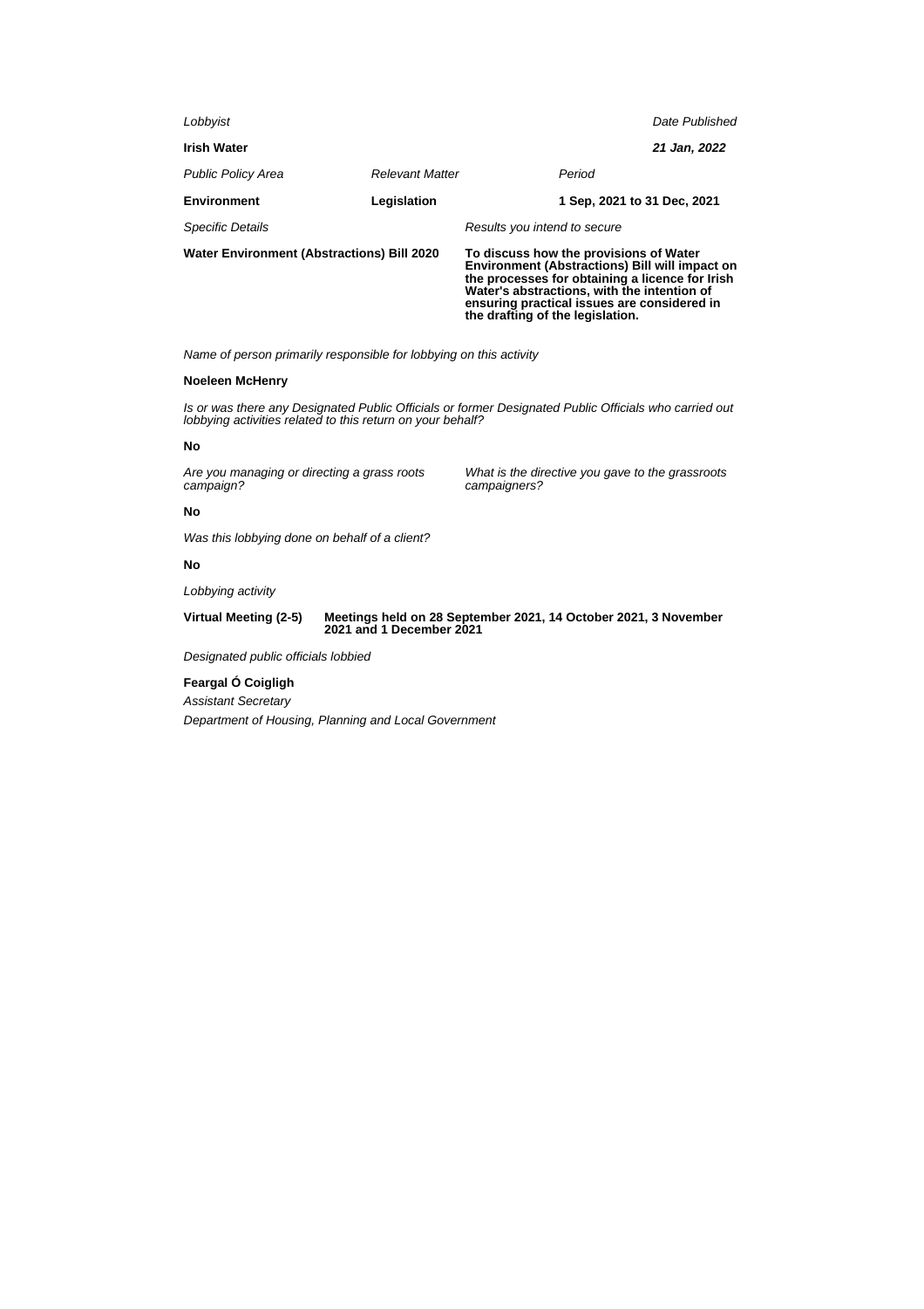*Lobbyist*

**Irish Water**

*Date Published*

***21 Jan, 2022***

| *Public Policy Area* | *Relevant Matter* | *Period* |
|---|---|---|
| **Environment** | **Legislation** | **1 Sep, 2021 to 31 Dec, 2021** |

| *Specific Details* | *Results you intend to secure* |
|---|---|
| **Water Environment (Abstractions) Bill 2020** | **To discuss how the provisions of Water Environment (Abstractions) Bill will impact on the processes for obtaining a licence for Irish Water's abstractions, with the intention of ensuring practical issues are considered in the drafting of the legislation.** |

*Name of person primarily responsible for lobbying on this activity*

**Noeleen McHenry**

*Is or was there any Designated Public Officials or former Designated Public Officials who carried out lobbying activities related to this return on your behalf?*

**No**

*Are you managing or directing a grass roots campaign?*

**No**

*What is the directive you gave to the grassroots campaigners?*

*Was this lobbying done on behalf of a client?*

**No**

*Lobbying activity*

**Virtual Meeting (2-5)** **Meetings held on 28 September 2021, 14 October 2021, 3 November 2021 and 1 December 2021**

*Designated public officials lobbied*

**Feargal Ó Coigligh**

*Assistant Secretary*

*Department of Housing, Planning and Local Government*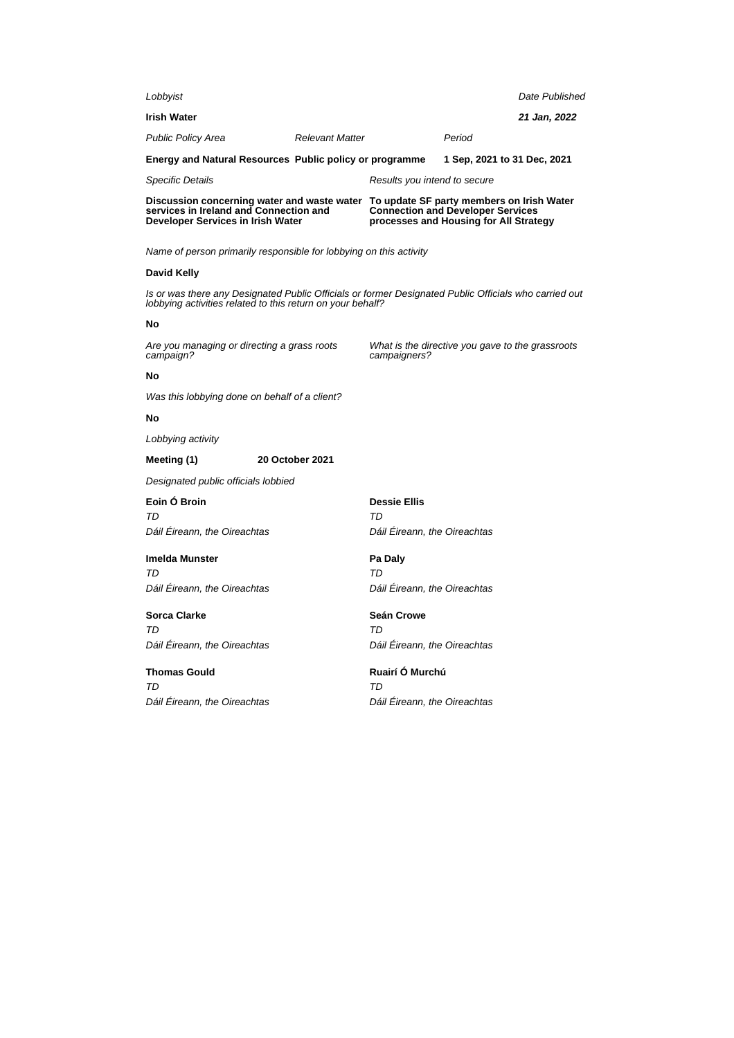*Lobbyist*

**Irish Water**

*Date Published*

***21 Jan, 2022***

| *Public Policy Area* | *Relevant Matter* | *Period* |
|---|---|---|
| **Energy and Natural Resources** | **Public policy or programme** | **1 Sep, 2021 to 31 Dec, 2021** |

| *Specific Details* | *Results you intend to secure* |
|---|---|
| **Discussion concerning water and waste water services in Ireland and Connection and Developer Services in Irish Water** | **To update SF party members on Irish Water Connection and Developer Services processes and Housing for All Strategy** |

*Name of person primarily responsible for lobbying on this activity*

**David Kelly**

*Is or was there any Designated Public Officials or former Designated Public Officials who carried out lobbying activities related to this return on your behalf?*

**No**

*Are you managing or directing a grass roots campaign?*

*What is the directive you gave to the grassroots campaigners?*

**No**

*Was this lobbying done on behalf of a client?*

**No**

*Lobbying activity*

**Meeting (1)** **20 October 2021**

*Designated public officials lobbied*

**Eoin Ó Broin**
*TD*
*Dáil Éireann, the Oireachtas*

**Dessie Ellis**
*TD*
*Dáil Éireann, the Oireachtas*

**Imelda Munster**
*TD*
*Dáil Éireann, the Oireachtas*

**Pa Daly**
*TD*
*Dáil Éireann, the Oireachtas*

**Sorca Clarke**
*TD*
*Dáil Éireann, the Oireachtas*

**Seán Crowe**
*TD*
*Dáil Éireann, the Oireachtas*

**Thomas Gould**
*TD*
*Dáil Éireann, the Oireachtas*

**Ruairí Ó Murchú**
*TD*
*Dáil Éireann, the Oireachtas*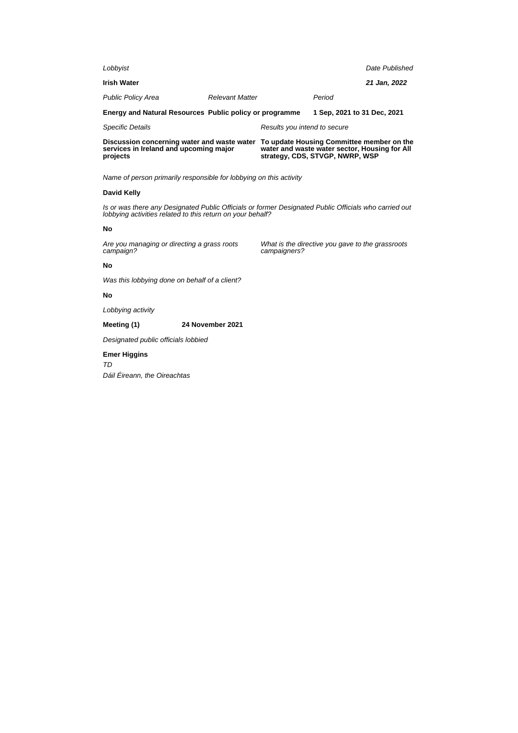*Lobbyist*

**Irish Water**

*Date Published*

***21 Jan, 2022***

| *Public Policy Area* | *Relevant Matter* | *Period* |
| --- | --- | --- |
| **Energy and Natural Resources** | **Public policy or programme** | **1 Sep, 2021 to 31 Dec, 2021** |

| *Specific Details* | *Results you intend to secure* |
| --- | --- |
| **Discussion concerning water and waste water services in Ireland and upcoming major projects** | **To update Housing Committee member on the water and waste water sector, Housing for All strategy, CDS, STVGP, NWRP, WSP** |

*Name of person primarily responsible for lobbying on this activity*

**David Kelly**

*Is or was there any Designated Public Officials or former Designated Public Officials who carried out lobbying activities related to this return on your behalf?*

**No**

*Are you managing or directing a grass roots campaign?*

**No**

*What is the directive you gave to the grassroots campaigners?*

*Was this lobbying done on behalf of a client?*

**No**

*Lobbying activity*

**Meeting (1)** **24 November 2021**

*Designated public officials lobbied*

**Emer Higgins**

*TD*

*Dáil Éireann, the Oireachtas*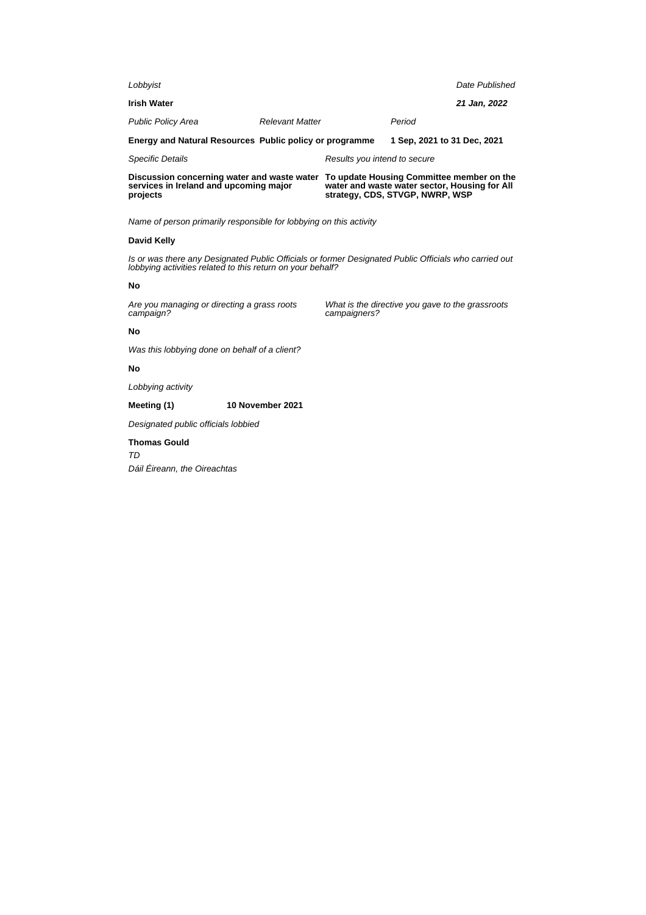*Lobbyist*

**Irish Water**

*Date Published*

***21 Jan, 2022***

| *Public Policy Area* | *Relevant Matter* | *Period* |
|---|---|---|
| **Energy and Natural Resources** | **Public policy or programme** | **1 Sep, 2021 to 31 Dec, 2021** |

| *Specific Details* | *Results you intend to secure* |
|---|---|
| **Discussion concerning water and waste water services in Ireland and upcoming major projects** | **To update Housing Committee member on the water and waste water sector, Housing for All strategy, CDS, STVGP, NWRP, WSP** |

*Name of person primarily responsible for lobbying on this activity*

**David Kelly**

*Is or was there any Designated Public Officials or former Designated Public Officials who carried out lobbying activities related to this return on your behalf?*

**No**

*Are you managing or directing a grass roots campaign?*

**No**

*What is the directive you gave to the grassroots campaigners?*

*Was this lobbying done on behalf of a client?*

**No**

*Lobbying activity*

**Meeting (1)** **10 November 2021**

*Designated public officials lobbied*

**Thomas Gould**

*TD*

*Dáil Éireann, the Oireachtas*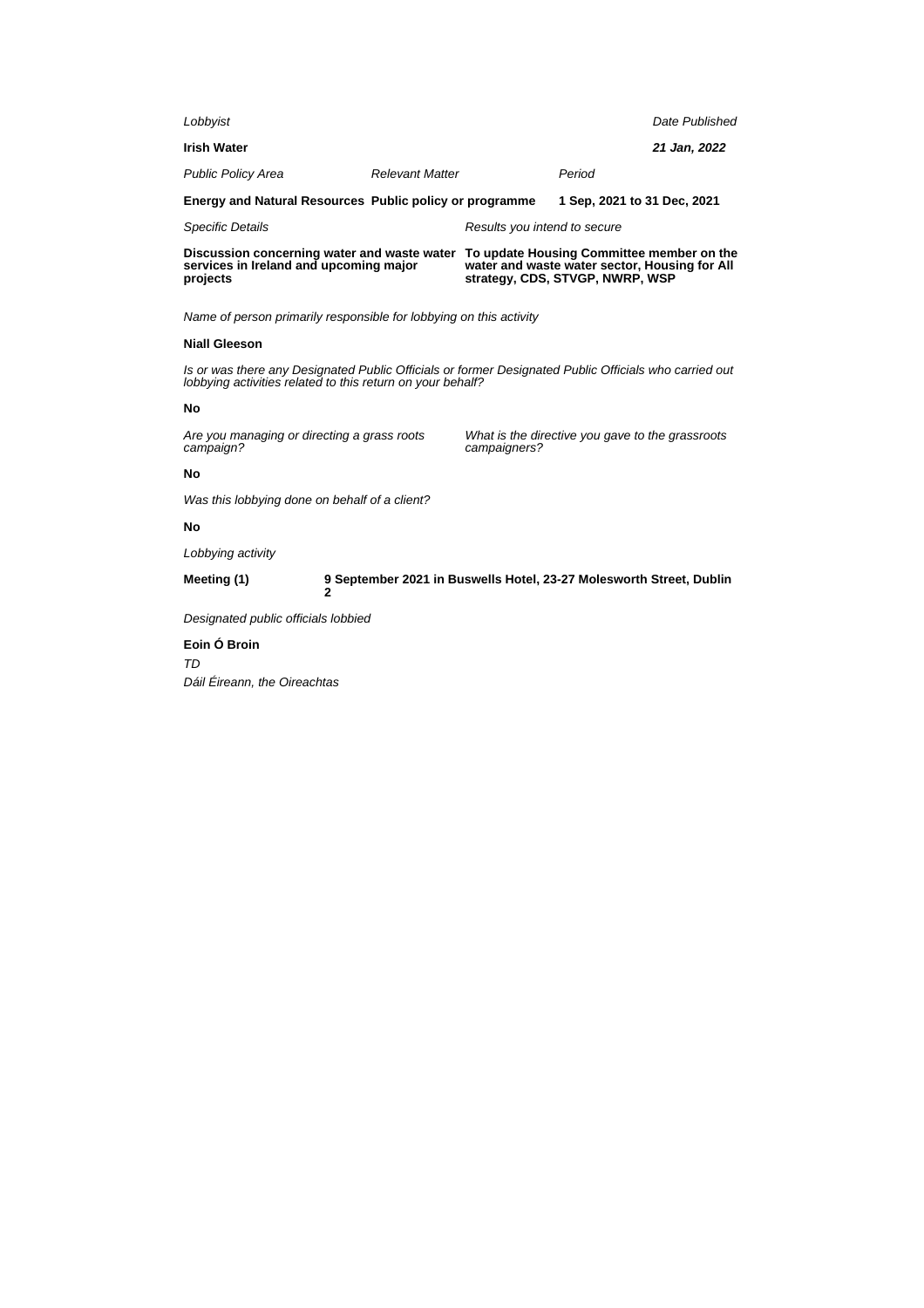*Lobbyist*

**Irish Water**

*Date Published*

***21 Jan, 2022***

| *Public Policy Area* | *Relevant Matter* | *Period* |
|---|---|---|
| **Energy and Natural Resources** | **Public policy or programme** | **1 Sep, 2021 to 31 Dec, 2021** |

| *Specific Details* | *Results you intend to secure* |
|---|---|
| **Discussion concerning water and waste water services in Ireland and upcoming major projects** | **To update Housing Committee member on the water and waste water sector, Housing for All strategy, CDS, STVGP, NWRP, WSP** |

*Name of person primarily responsible for lobbying on this activity*

**Niall Gleeson**

*Is or was there any Designated Public Officials or former Designated Public Officials who carried out lobbying activities related to this return on your behalf?*

**No**

*Are you managing or directing a grass roots campaign?*

**No**

*What is the directive you gave to the grassroots campaigners?*

*Was this lobbying done on behalf of a client?*

**No**

*Lobbying activity*

**Meeting (1)** **9 September 2021 in Buswells Hotel, 23-27 Molesworth Street, Dublin 2**

*Designated public officials lobbied*

**Eoin Ó Broin**

*TD*

*Dáil Éireann, the Oireachtas*